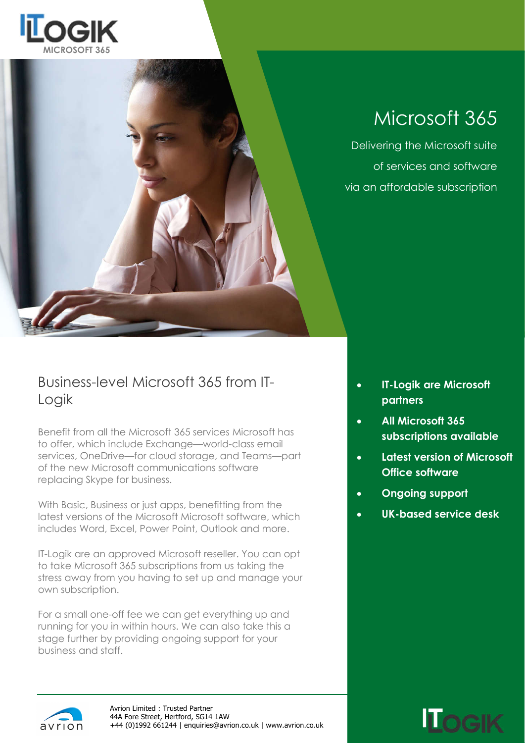ITLOGIK
MICROSOFT 365

# Microsoft 365

Delivering the Microsoft suite of services and software via an affordable subscription

## Business-level Microsoft 365 from IT-Logik

Benefit from all the Microsoft 365 services Microsoft has to offer, which include Exchange—world-class email services, OneDrive—for cloud storage, and Teams—part of the new Microsoft communications software replacing Skype for business.

With Basic, Business or just apps, benefitting from the latest versions of the Microsoft Microsoft software, which includes Word, Excel, Power Point, Outlook and more.

IT-Logik are an approved Microsoft reseller. You can opt to take Microsoft 365 subscriptions from us taking the stress away from you having to set up and manage your own subscription.

For a small one-off fee we can get everything up and running for you in within hours. We can also take this a stage further by providing ongoing support for your business and staff.

- **IT-Logik are Microsoft partners**
- **All Microsoft 365 subscriptions available**
- **Latest version of Microsoft Office software**
- **Ongoing support**
- **UK-based service desk**

avrion

Avrion Limited : Trusted Partner
44A Fore Street, Hertford, SG14 1AW
+44 (0)1992 661244 | enquiries@avrion.co.uk | www.avrion.co.uk

ITLOGIK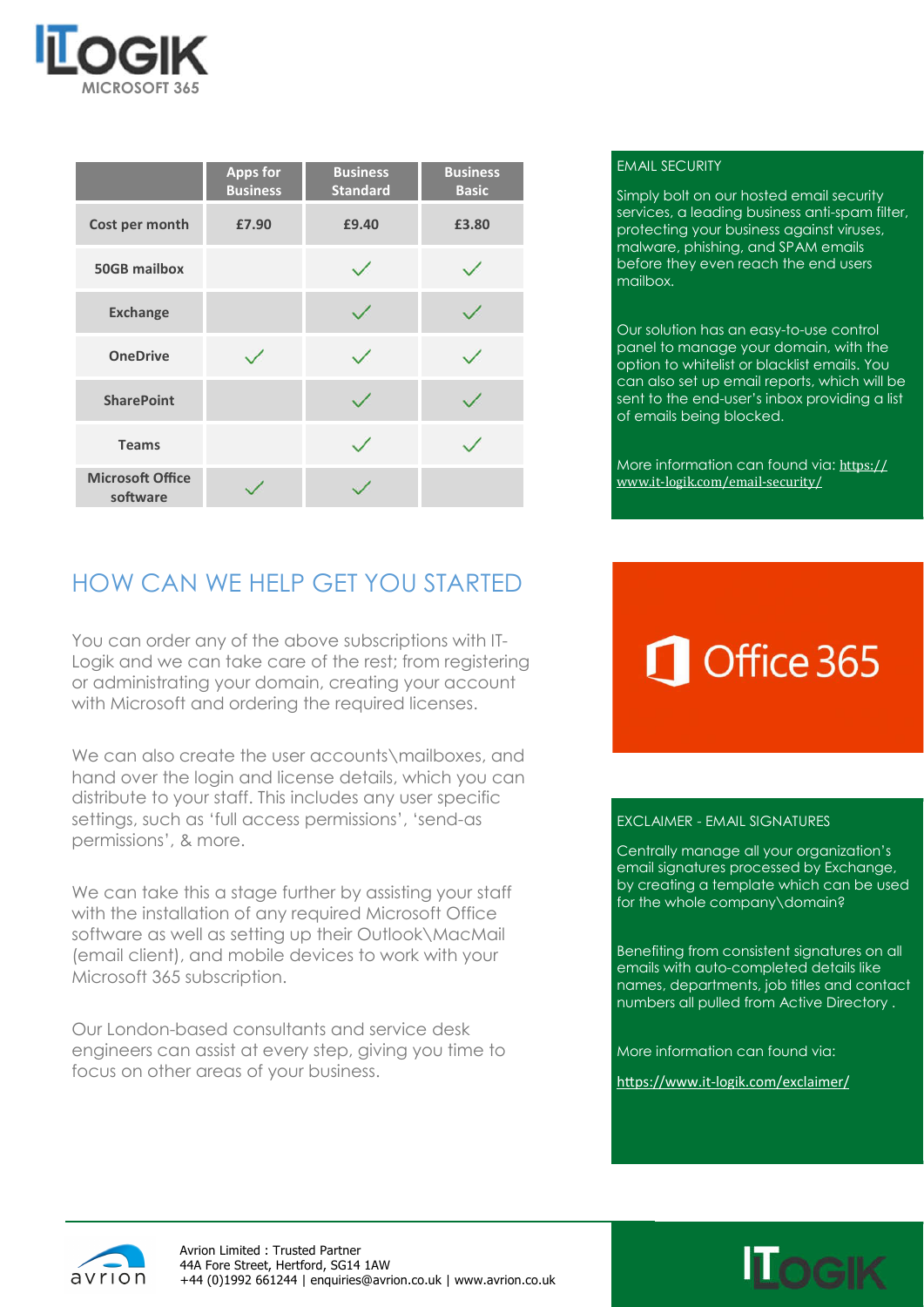| | Apps for Business | Business Standard | Business Basic |
|---|---|---|---|
| Cost per month | £7.90 | £9.40 | £3.80 |
| 50GB mailbox | | ✓ | ✓ |
| Exchange | | ✓ | ✓ |
| OneDrive | ✓ | ✓ | ✓ |
| SharePoint | | ✓ | ✓ |
| Teams | | ✓ | ✓ |
| Microsoft Office software | ✓ | ✓ | |

## HOW CAN WE HELP GET YOU STARTED

You can order any of the above subscriptions with IT-Logik and we can take care of the rest; from registering or administrating your domain, creating your account with Microsoft and ordering the required licenses.

We can also create the user accounts\mailboxes, and hand over the login and license details, which you can distribute to your staff. This includes any user specific settings, such as 'full access permissions', 'send-as permissions', & more.

We can take this a stage further by assisting your staff with the installation of any required Microsoft Office software as well as setting up their Outlook\MacMail (email client), and mobile devices to work with your Microsoft 365 subscription.

Our London-based consultants and service desk engineers can assist at every step, giving you time to focus on other areas of your business.

### EMAIL SECURITY

Simply bolt on our hosted email security services, a leading business anti-spam filter, protecting your business against viruses, malware, phishing, and SPAM emails before they even reach the end users mailbox.

Our solution has an easy-to-use control panel to manage your domain, with the option to whitelist or blacklist emails. You can also set up email reports, which will be sent to the end-user's inbox providing a list of emails being blocked.

More information can found via: https://www.it-logik.com/email-security/

Office 365

### EXCLAIMER - EMAIL SIGNATURES

Centrally manage all your organization's email signatures processed by Exchange, by creating a template which can be used for the whole company\domain?

Benefiting from consistent signatures on all emails with auto-completed details like names, departments, job titles and contact numbers all pulled from Active Directory .

More information can found via:

https://www.it-logik.com/exclaimer/

Avrion Limited : Trusted Partner
44A Fore Street, Hertford, SG14 1AW
+44 (0)1992 661244 | enquiries@avrion.co.uk | www.avrion.co.uk